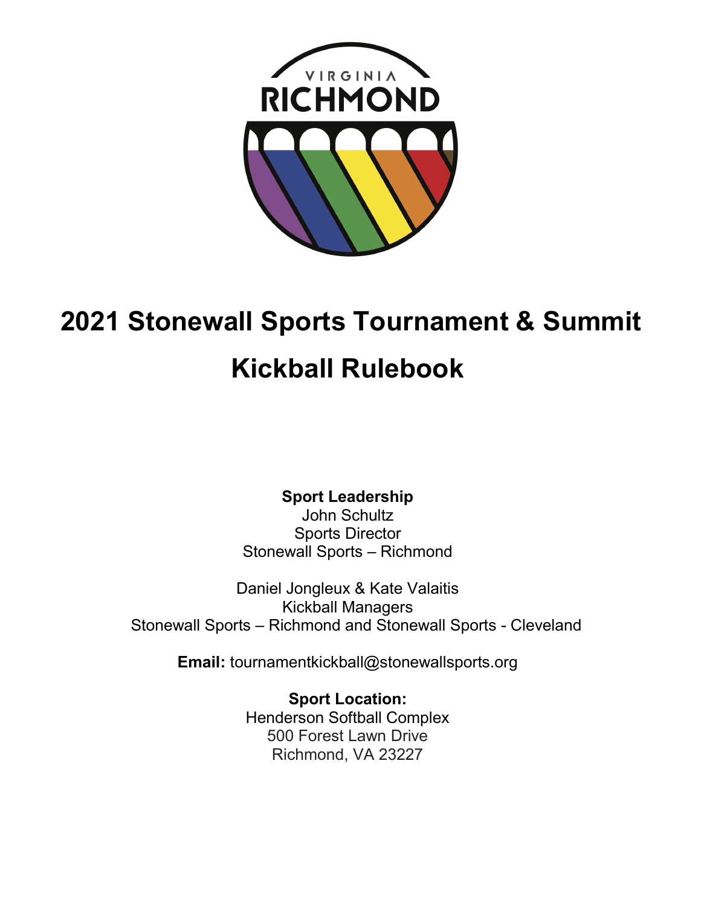# 2021 Stonewall Sports Tournament & Summit

# Kickball Rulebook

**Sport Leadership**
John Schultz
Sports Director
Stonewall Sports – Richmond

Daniel Jongleux & Kate Valaitis
Kickball Managers
Stonewall Sports – Richmond and Stonewall Sports - Cleveland

**Email:** tournamentkickball@stonewallsports.org

**Sport Location:**
Henderson Softball Complex
500 Forest Lawn Drive
Richmond, VA 23227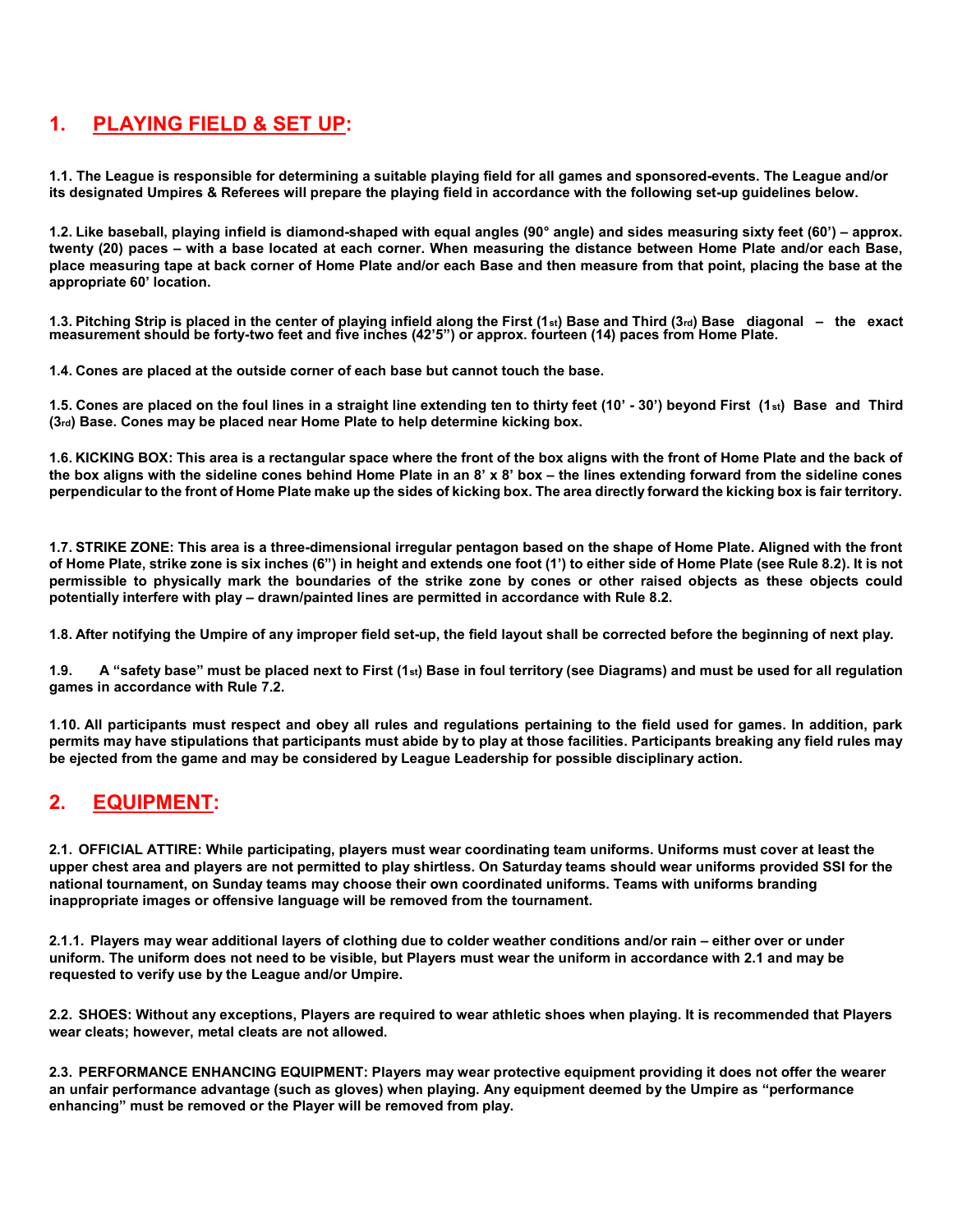## 1. PLAYING FIELD & SET UP:

**1.1. The League is responsible for determining a suitable playing field for all games and sponsored-events. The League and/or its designated Umpires & Referees will prepare the playing field in accordance with the following set-up guidelines below.**

**1.2. Like baseball, playing infield is diamond-shaped with equal angles (90° angle) and sides measuring sixty feet (60') – approx. twenty (20) paces – with a base located at each corner. When measuring the distance between Home Plate and/or each Base, place measuring tape at back corner of Home Plate and/or each Base and then measure from that point, placing the base at the appropriate 60' location.**

**1.3. Pitching Strip is placed in the center of playing infield along the First (1st) Base and Third (3rd) Base diagonal – the exact measurement should be forty-two feet and five inches (42'5") or approx. fourteen (14) paces from Home Plate.**

**1.4. Cones are placed at the outside corner of each base but cannot touch the base.**

**1.5. Cones are placed on the foul lines in a straight line extending ten to thirty feet (10' - 30') beyond First (1st) Base and Third (3rd) Base. Cones may be placed near Home Plate to help determine kicking box.**

**1.6. KICKING BOX: This area is a rectangular space where the front of the box aligns with the front of Home Plate and the back of the box aligns with the sideline cones behind Home Plate in an 8' x 8' box – the lines extending forward from the sideline cones perpendicular to the front of Home Plate make up the sides of kicking box. The area directly forward the kicking box is fair territory.**

**1.7. STRIKE ZONE: This area is a three-dimensional irregular pentagon based on the shape of Home Plate. Aligned with the front of Home Plate, strike zone is six inches (6") in height and extends one foot (1') to either side of Home Plate (see Rule 8.2). It is not permissible to physically mark the boundaries of the strike zone by cones or other raised objects as these objects could potentially interfere with play – drawn/painted lines are permitted in accordance with Rule 8.2.**

**1.8. After notifying the Umpire of any improper field set-up, the field layout shall be corrected before the beginning of next play.**

**1.9. A "safety base" must be placed next to First (1st) Base in foul territory (see Diagrams) and must be used for all regulation games in accordance with Rule 7.2.**

**1.10. All participants must respect and obey all rules and regulations pertaining to the field used for games. In addition, park permits may have stipulations that participants must abide by to play at those facilities. Participants breaking any field rules may be ejected from the game and may be considered by League Leadership for possible disciplinary action.**

## 2. EQUIPMENT:

**2.1. OFFICIAL ATTIRE: While participating, players must wear coordinating team uniforms. Uniforms must cover at least the upper chest area and players are not permitted to play shirtless. On Saturday teams should wear uniforms provided SSI for the national tournament, on Sunday teams may choose their own coordinated uniforms. Teams with uniforms branding inappropriate images or offensive language will be removed from the tournament.**

**2.1.1. Players may wear additional layers of clothing due to colder weather conditions and/or rain – either over or under uniform. The uniform does not need to be visible, but Players must wear the uniform in accordance with 2.1 and may be requested to verify use by the League and/or Umpire.**

**2.2. SHOES: Without any exceptions, Players are required to wear athletic shoes when playing. It is recommended that Players wear cleats; however, metal cleats are not allowed.**

**2.3. PERFORMANCE ENHANCING EQUIPMENT: Players may wear protective equipment providing it does not offer the wearer an unfair performance advantage (such as gloves) when playing. Any equipment deemed by the Umpire as "performance enhancing" must be removed or the Player will be removed from play.**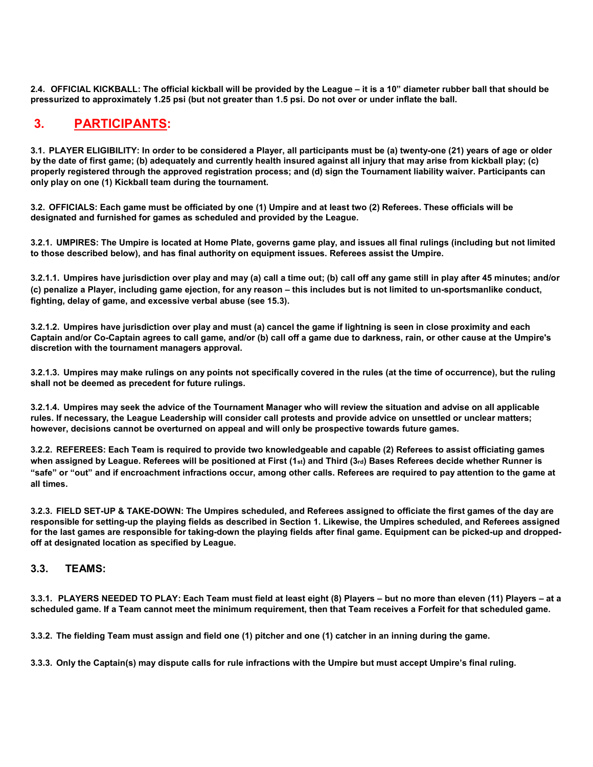**2.4. OFFICIAL KICKBALL: The official kickball will be provided by the League – it is a 10" diameter rubber ball that should be pressurized to approximately 1.25 psi (but not greater than 1.5 psi. Do not over or under inflate the ball.**

## 3. PARTICIPANTS:

**3.1. PLAYER ELIGIBILITY: In order to be considered a Player, all participants must be (a) twenty-one (21) years of age or older by the date of first game; (b) adequately and currently health insured against all injury that may arise from kickball play; (c) properly registered through the approved registration process; and (d) sign the Tournament liability waiver. Participants can only play on one (1) Kickball team during the tournament.**

**3.2. OFFICIALS: Each game must be officiated by one (1) Umpire and at least two (2) Referees. These officials will be designated and furnished for games as scheduled and provided by the League.**

**3.2.1. UMPIRES: The Umpire is located at Home Plate, governs game play, and issues all final rulings (including but not limited to those described below), and has final authority on equipment issues. Referees assist the Umpire.**

**3.2.1.1. Umpires have jurisdiction over play and may (a) call a time out; (b) call off any game still in play after 45 minutes; and/or (c) penalize a Player, including game ejection, for any reason – this includes but is not limited to un-sportsmanlike conduct, fighting, delay of game, and excessive verbal abuse (see 15.3).**

**3.2.1.2. Umpires have jurisdiction over play and must (a) cancel the game if lightning is seen in close proximity and each Captain and/or Co-Captain agrees to call game, and/or (b) call off a game due to darkness, rain, or other cause at the Umpire's discretion with the tournament managers approval.**

**3.2.1.3. Umpires may make rulings on any points not specifically covered in the rules (at the time of occurrence), but the ruling shall not be deemed as precedent for future rulings.**

**3.2.1.4. Umpires may seek the advice of the Tournament Manager who will review the situation and advise on all applicable rules. If necessary, the League Leadership will consider call protests and provide advice on unsettled or unclear matters; however, decisions cannot be overturned on appeal and will only be prospective towards future games.**

**3.2.2. REFEREES: Each Team is required to provide two knowledgeable and capable (2) Referees to assist officiating games when assigned by League. Referees will be positioned at First (1st) and Third (3rd) Bases Referees decide whether Runner is "safe" or "out" and if encroachment infractions occur, among other calls. Referees are required to pay attention to the game at all times.**

**3.2.3. FIELD SET-UP & TAKE-DOWN: The Umpires scheduled, and Referees assigned to officiate the first games of the day are responsible for setting-up the playing fields as described in Section 1. Likewise, the Umpires scheduled, and Referees assigned for the last games are responsible for taking-down the playing fields after final game. Equipment can be picked-up and dropped-off at designated location as specified by League.**

### 3.3. TEAMS:

**3.3.1. PLAYERS NEEDED TO PLAY: Each Team must field at least eight (8) Players – but no more than eleven (11) Players – at a scheduled game. If a Team cannot meet the minimum requirement, then that Team receives a Forfeit for that scheduled game.**

**3.3.2. The fielding Team must assign and field one (1) pitcher and one (1) catcher in an inning during the game.**

**3.3.3. Only the Captain(s) may dispute calls for rule infractions with the Umpire but must accept Umpire's final ruling.**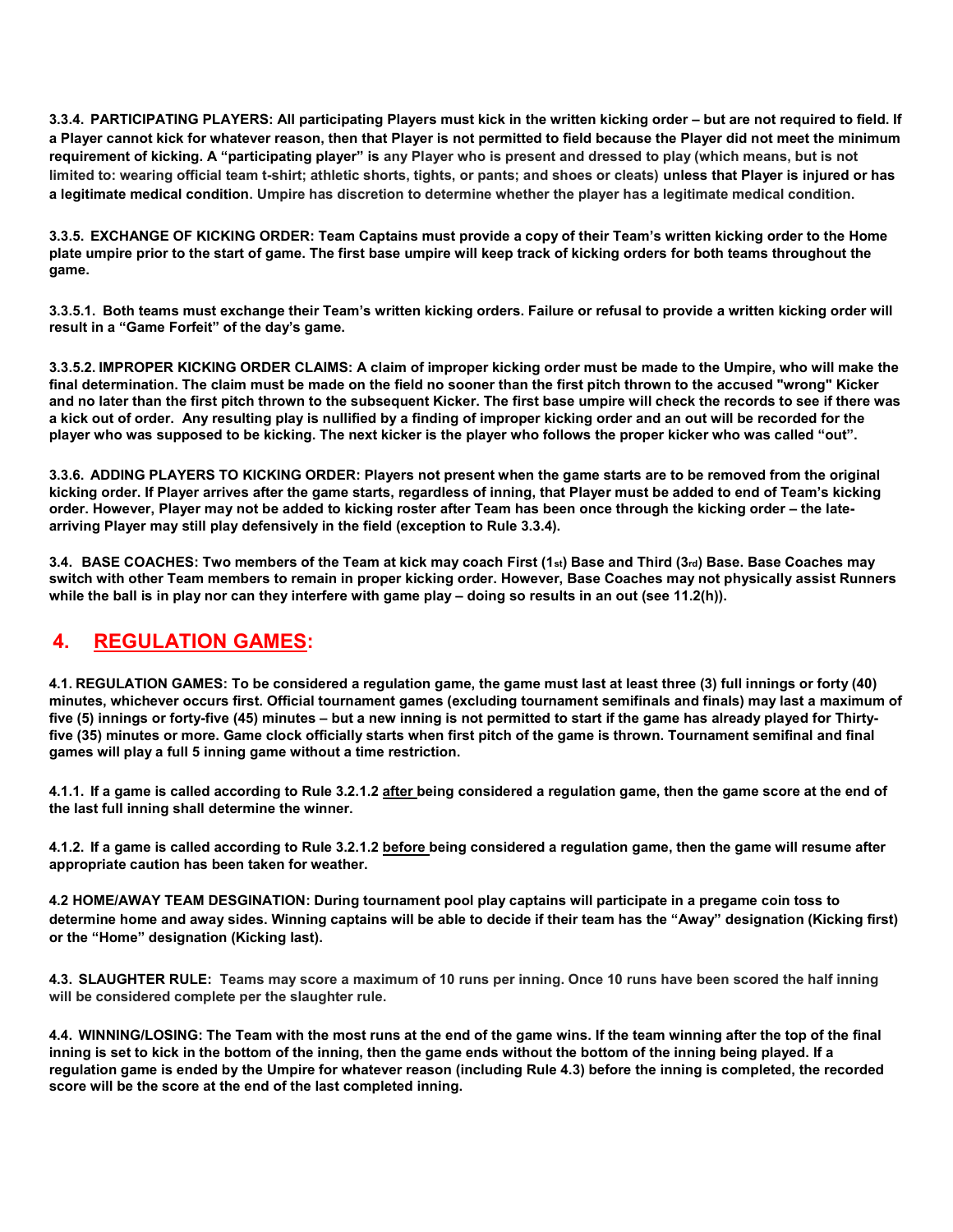**3.3.4. PARTICIPATING PLAYERS: All participating Players must kick in the written kicking order – but are not required to field. If a Player cannot kick for whatever reason, then that Player is not permitted to field because the Player did not meet the minimum requirement of kicking. A "participating player" is any Player who is present and dressed to play (which means, but is not limited to: wearing official team t-shirt; athletic shorts, tights, or pants; and shoes or cleats) unless that Player is injured or has a legitimate medical condition. Umpire has discretion to determine whether the player has a legitimate medical condition.**

**3.3.5. EXCHANGE OF KICKING ORDER: Team Captains must provide a copy of their Team's written kicking order to the Home plate umpire prior to the start of game. The first base umpire will keep track of kicking orders for both teams throughout the game.**

**3.3.5.1. Both teams must exchange their Team's written kicking orders. Failure or refusal to provide a written kicking order will result in a "Game Forfeit" of the day's game.**

**3.3.5.2. IMPROPER KICKING ORDER CLAIMS: A claim of improper kicking order must be made to the Umpire, who will make the final determination. The claim must be made on the field no sooner than the first pitch thrown to the accused "wrong" Kicker and no later than the first pitch thrown to the subsequent Kicker. The first base umpire will check the records to see if there was a kick out of order. Any resulting play is nullified by a finding of improper kicking order and an out will be recorded for the player who was supposed to be kicking. The next kicker is the player who follows the proper kicker who was called "out".**

**3.3.6. ADDING PLAYERS TO KICKING ORDER: Players not present when the game starts are to be removed from the original kicking order. If Player arrives after the game starts, regardless of inning, that Player must be added to end of Team's kicking order. However, Player may not be added to kicking roster after Team has been once through the kicking order – the late-arriving Player may still play defensively in the field (exception to Rule 3.3.4).**

**3.4. BASE COACHES: Two members of the Team at kick may coach First (1st) Base and Third (3rd) Base. Base Coaches may switch with other Team members to remain in proper kicking order. However, Base Coaches may not physically assist Runners while the ball is in play nor can they interfere with game play – doing so results in an out (see 11.2(h)).**

## 4. REGULATION GAMES:

**4.1. REGULATION GAMES: To be considered a regulation game, the game must last at least three (3) full innings or forty (40) minutes, whichever occurs first. Official tournament games (excluding tournament semifinals and finals) may last a maximum of five (5) innings or forty-five (45) minutes – but a new inning is not permitted to start if the game has already played for Thirty-five (35) minutes or more. Game clock officially starts when first pitch of the game is thrown. Tournament semifinal and final games will play a full 5 inning game without a time restriction.**

**4.1.1. If a game is called according to Rule 3.2.1.2 after being considered a regulation game, then the game score at the end of the last full inning shall determine the winner.**

**4.1.2. If a game is called according to Rule 3.2.1.2 before being considered a regulation game, then the game will resume after appropriate caution has been taken for weather.**

**4.2 HOME/AWAY TEAM DESGINATION: During tournament pool play captains will participate in a pregame coin toss to determine home and away sides. Winning captains will be able to decide if their team has the "Away" designation (Kicking first) or the "Home" designation (Kicking last).**

**4.3. SLAUGHTER RULE: Teams may score a maximum of 10 runs per inning. Once 10 runs have been scored the half inning will be considered complete per the slaughter rule.**

**4.4. WINNING/LOSING: The Team with the most runs at the end of the game wins. If the team winning after the top of the final inning is set to kick in the bottom of the inning, then the game ends without the bottom of the inning being played. If a regulation game is ended by the Umpire for whatever reason (including Rule 4.3) before the inning is completed, the recorded score will be the score at the end of the last completed inning.**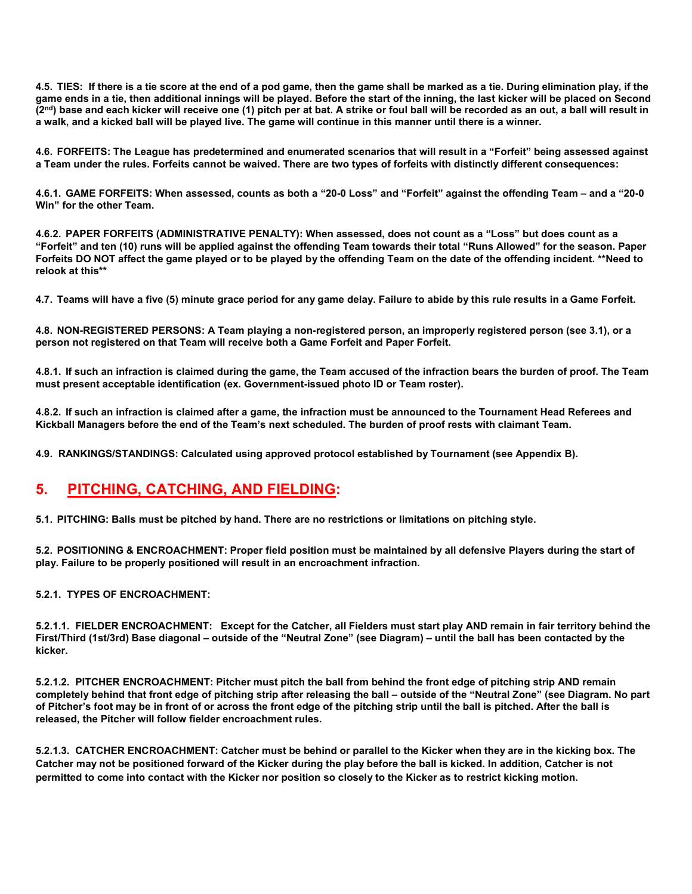**4.5. TIES: If there is a tie score at the end of a pod game, then the game shall be marked as a tie. During elimination play, if the game ends in a tie, then additional innings will be played. Before the start of the inning, the last kicker will be placed on Second (2nd) base and each kicker will receive one (1) pitch per at bat. A strike or foul ball will be recorded as an out, a ball will result in a walk, and a kicked ball will be played live. The game will continue in this manner until there is a winner.**

**4.6. FORFEITS: The League has predetermined and enumerated scenarios that will result in a "Forfeit" being assessed against a Team under the rules. Forfeits cannot be waived. There are two types of forfeits with distinctly different consequences:**

**4.6.1. GAME FORFEITS: When assessed, counts as both a "20-0 Loss" and "Forfeit" against the offending Team – and a "20-0 Win" for the other Team.**

**4.6.2. PAPER FORFEITS (ADMINISTRATIVE PENALTY): When assessed, does not count as a "Loss" but does count as a "Forfeit" and ten (10) runs will be applied against the offending Team towards their total "Runs Allowed" for the season. Paper Forfeits DO NOT affect the game played or to be played by the offending Team on the date of the offending incident. **Need to relook at this****

**4.7. Teams will have a five (5) minute grace period for any game delay. Failure to abide by this rule results in a Game Forfeit.**

**4.8. NON-REGISTERED PERSONS: A Team playing a non-registered person, an improperly registered person (see 3.1), or a person not registered on that Team will receive both a Game Forfeit and Paper Forfeit.**

**4.8.1. If such an infraction is claimed during the game, the Team accused of the infraction bears the burden of proof. The Team must present acceptable identification (ex. Government-issued photo ID or Team roster).**

**4.8.2. If such an infraction is claimed after a game, the infraction must be announced to the Tournament Head Referees and Kickball Managers before the end of the Team's next scheduled. The burden of proof rests with claimant Team.**

**4.9. RANKINGS/STANDINGS: Calculated using approved protocol established by Tournament (see Appendix B).**

## 5. PITCHING, CATCHING, AND FIELDING:

**5.1. PITCHING: Balls must be pitched by hand. There are no restrictions or limitations on pitching style.**

**5.2. POSITIONING & ENCROACHMENT: Proper field position must be maintained by all defensive Players during the start of play. Failure to be properly positioned will result in an encroachment infraction.**

**5.2.1. TYPES OF ENCROACHMENT:**

**5.2.1.1. FIELDER ENCROACHMENT: Except for the Catcher, all Fielders must start play AND remain in fair territory behind the First/Third (1st/3rd) Base diagonal – outside of the "Neutral Zone" (see Diagram) – until the ball has been contacted by the kicker.**

**5.2.1.2. PITCHER ENCROACHMENT: Pitcher must pitch the ball from behind the front edge of pitching strip AND remain completely behind that front edge of pitching strip after releasing the ball – outside of the "Neutral Zone" (see Diagram. No part of Pitcher's foot may be in front of or across the front edge of the pitching strip until the ball is pitched. After the ball is released, the Pitcher will follow fielder encroachment rules.**

**5.2.1.3. CATCHER ENCROACHMENT: Catcher must be behind or parallel to the Kicker when they are in the kicking box. The Catcher may not be positioned forward of the Kicker during the play before the ball is kicked. In addition, Catcher is not permitted to come into contact with the Kicker nor position so closely to the Kicker as to restrict kicking motion.**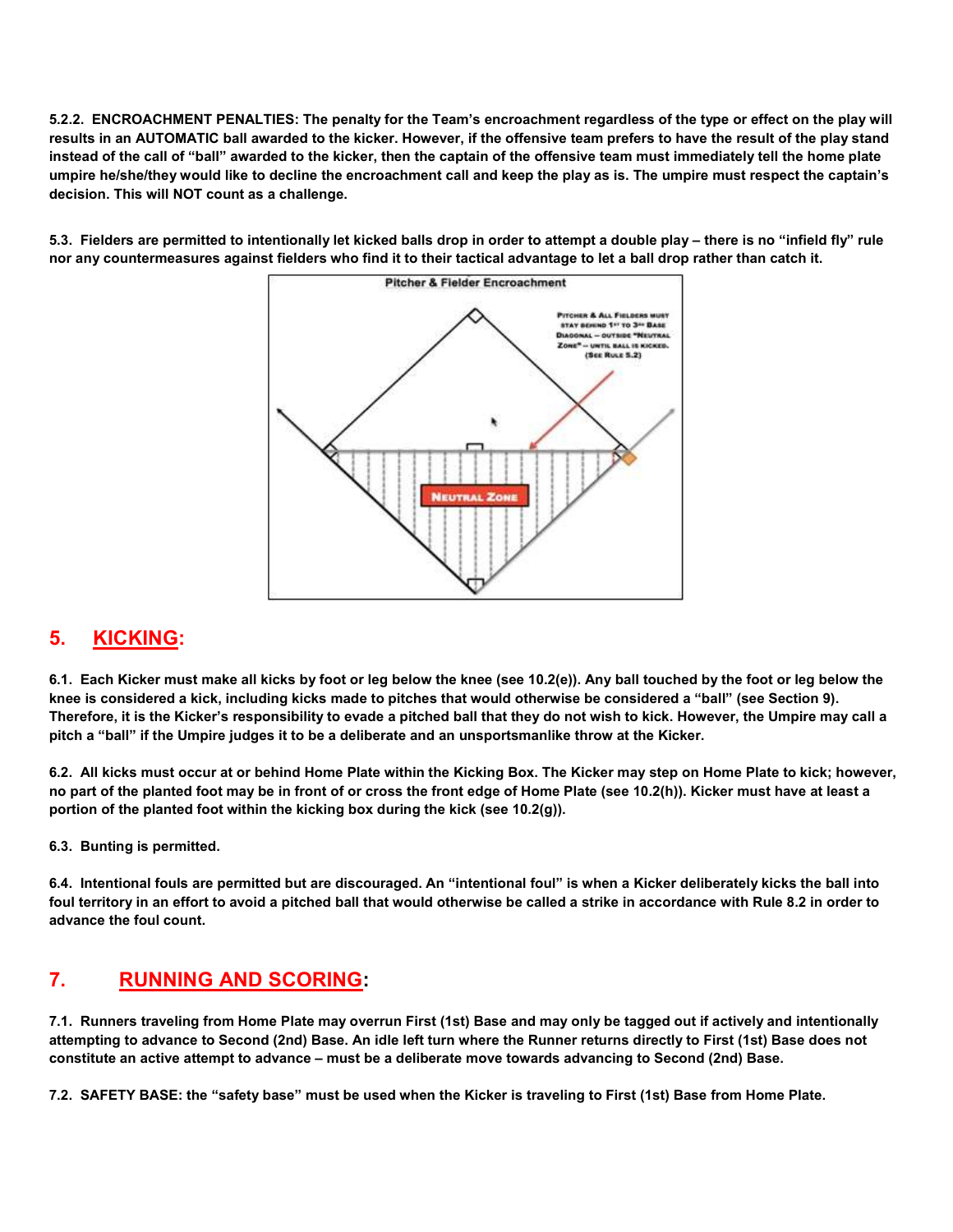**5.2.2. ENCROACHMENT PENALTIES: The penalty for the Team's encroachment regardless of the type or effect on the play will results in an AUTOMATIC ball awarded to the kicker. However, if the offensive team prefers to have the result of the play stand instead of the call of "ball" awarded to the kicker, then the captain of the offensive team must immediately tell the home plate umpire he/she/they would like to decline the encroachment call and keep the play as is. The umpire must respect the captain's decision. This will NOT count as a challenge.**

**5.3. Fielders are permitted to intentionally let kicked balls drop in order to attempt a double play – there is no "infield fly" rule nor any countermeasures against fielders who find it to their tactical advantage to let a ball drop rather than catch it.**

Pitcher & Fielder Encroachment

PITCHER & ALL FIELDERS MUST STAY BEHIND 1ST TO 3RD BASE DIAGONAL – OUTSIDE "NEUTRAL ZONE" – UNTIL BALL IS KICKED. (SEE RULE 5.2)

NEUTRAL ZONE

## 5. KICKING:

**6.1. Each Kicker must make all kicks by foot or leg below the knee (see 10.2(e)). Any ball touched by the foot or leg below the knee is considered a kick, including kicks made to pitches that would otherwise be considered a "ball" (see Section 9). Therefore, it is the Kicker's responsibility to evade a pitched ball that they do not wish to kick. However, the Umpire may call a pitch a "ball" if the Umpire judges it to be a deliberate and an unsportsmanlike throw at the Kicker.**

**6.2. All kicks must occur at or behind Home Plate within the Kicking Box. The Kicker may step on Home Plate to kick; however, no part of the planted foot may be in front of or cross the front edge of Home Plate (see 10.2(h)). Kicker must have at least a portion of the planted foot within the kicking box during the kick (see 10.2(g)).**

**6.3. Bunting is permitted.**

**6.4. Intentional fouls are permitted but are discouraged. An "intentional foul" is when a Kicker deliberately kicks the ball into foul territory in an effort to avoid a pitched ball that would otherwise be called a strike in accordance with Rule 8.2 in order to advance the foul count.**

## 7. RUNNING AND SCORING:

**7.1. Runners traveling from Home Plate may overrun First (1st) Base and may only be tagged out if actively and intentionally attempting to advance to Second (2nd) Base. An idle left turn where the Runner returns directly to First (1st) Base does not constitute an active attempt to advance – must be a deliberate move towards advancing to Second (2nd) Base.**

**7.2. SAFETY BASE: the "safety base" must be used when the Kicker is traveling to First (1st) Base from Home Plate.**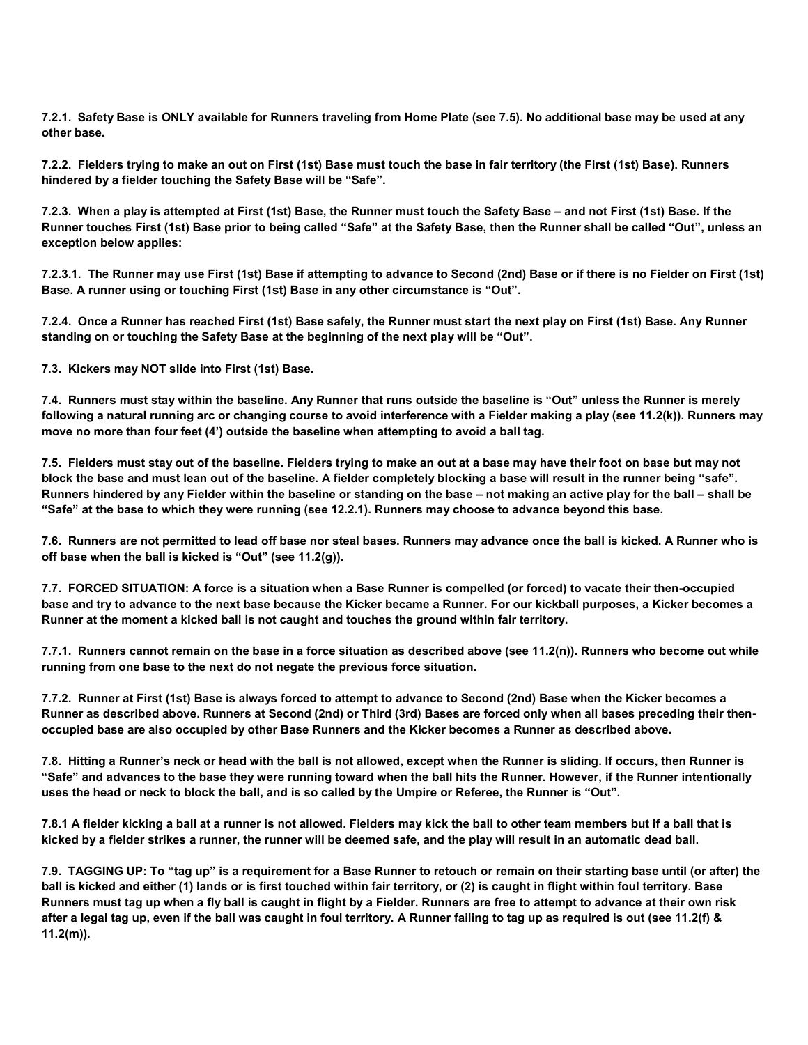**7.2.1. Safety Base is ONLY available for Runners traveling from Home Plate (see 7.5). No additional base may be used at any other base.**

**7.2.2. Fielders trying to make an out on First (1st) Base must touch the base in fair territory (the First (1st) Base). Runners hindered by a fielder touching the Safety Base will be "Safe".**

**7.2.3. When a play is attempted at First (1st) Base, the Runner must touch the Safety Base – and not First (1st) Base. If the Runner touches First (1st) Base prior to being called "Safe" at the Safety Base, then the Runner shall be called "Out", unless an exception below applies:**

**7.2.3.1. The Runner may use First (1st) Base if attempting to advance to Second (2nd) Base or if there is no Fielder on First (1st) Base. A runner using or touching First (1st) Base in any other circumstance is "Out".**

**7.2.4. Once a Runner has reached First (1st) Base safely, the Runner must start the next play on First (1st) Base. Any Runner standing on or touching the Safety Base at the beginning of the next play will be "Out".**

**7.3. Kickers may NOT slide into First (1st) Base.**

**7.4. Runners must stay within the baseline. Any Runner that runs outside the baseline is "Out" unless the Runner is merely following a natural running arc or changing course to avoid interference with a Fielder making a play (see 11.2(k)). Runners may move no more than four feet (4') outside the baseline when attempting to avoid a ball tag.**

**7.5. Fielders must stay out of the baseline. Fielders trying to make an out at a base may have their foot on base but may not block the base and must lean out of the baseline. A fielder completely blocking a base will result in the runner being "safe". Runners hindered by any Fielder within the baseline or standing on the base – not making an active play for the ball – shall be "Safe" at the base to which they were running (see 12.2.1). Runners may choose to advance beyond this base.**

**7.6. Runners are not permitted to lead off base nor steal bases. Runners may advance once the ball is kicked. A Runner who is off base when the ball is kicked is "Out" (see 11.2(g)).**

**7.7. FORCED SITUATION: A force is a situation when a Base Runner is compelled (or forced) to vacate their then-occupied base and try to advance to the next base because the Kicker became a Runner. For our kickball purposes, a Kicker becomes a Runner at the moment a kicked ball is not caught and touches the ground within fair territory.**

**7.7.1. Runners cannot remain on the base in a force situation as described above (see 11.2(n)). Runners who become out while running from one base to the next do not negate the previous force situation.**

**7.7.2. Runner at First (1st) Base is always forced to attempt to advance to Second (2nd) Base when the Kicker becomes a Runner as described above. Runners at Second (2nd) or Third (3rd) Bases are forced only when all bases preceding their then-occupied base are also occupied by other Base Runners and the Kicker becomes a Runner as described above.**

**7.8. Hitting a Runner's neck or head with the ball is not allowed, except when the Runner is sliding. If occurs, then Runner is "Safe" and advances to the base they were running toward when the ball hits the Runner. However, if the Runner intentionally uses the head or neck to block the ball, and is so called by the Umpire or Referee, the Runner is "Out".**

**7.8.1 A fielder kicking a ball at a runner is not allowed. Fielders may kick the ball to other team members but if a ball that is kicked by a fielder strikes a runner, the runner will be deemed safe, and the play will result in an automatic dead ball.**

**7.9. TAGGING UP: To "tag up" is a requirement for a Base Runner to retouch or remain on their starting base until (or after) the ball is kicked and either (1) lands or is first touched within fair territory, or (2) is caught in flight within foul territory. Base Runners must tag up when a fly ball is caught in flight by a Fielder. Runners are free to attempt to advance at their own risk after a legal tag up, even if the ball was caught in foul territory. A Runner failing to tag up as required is out (see 11.2(f) & 11.2(m)).**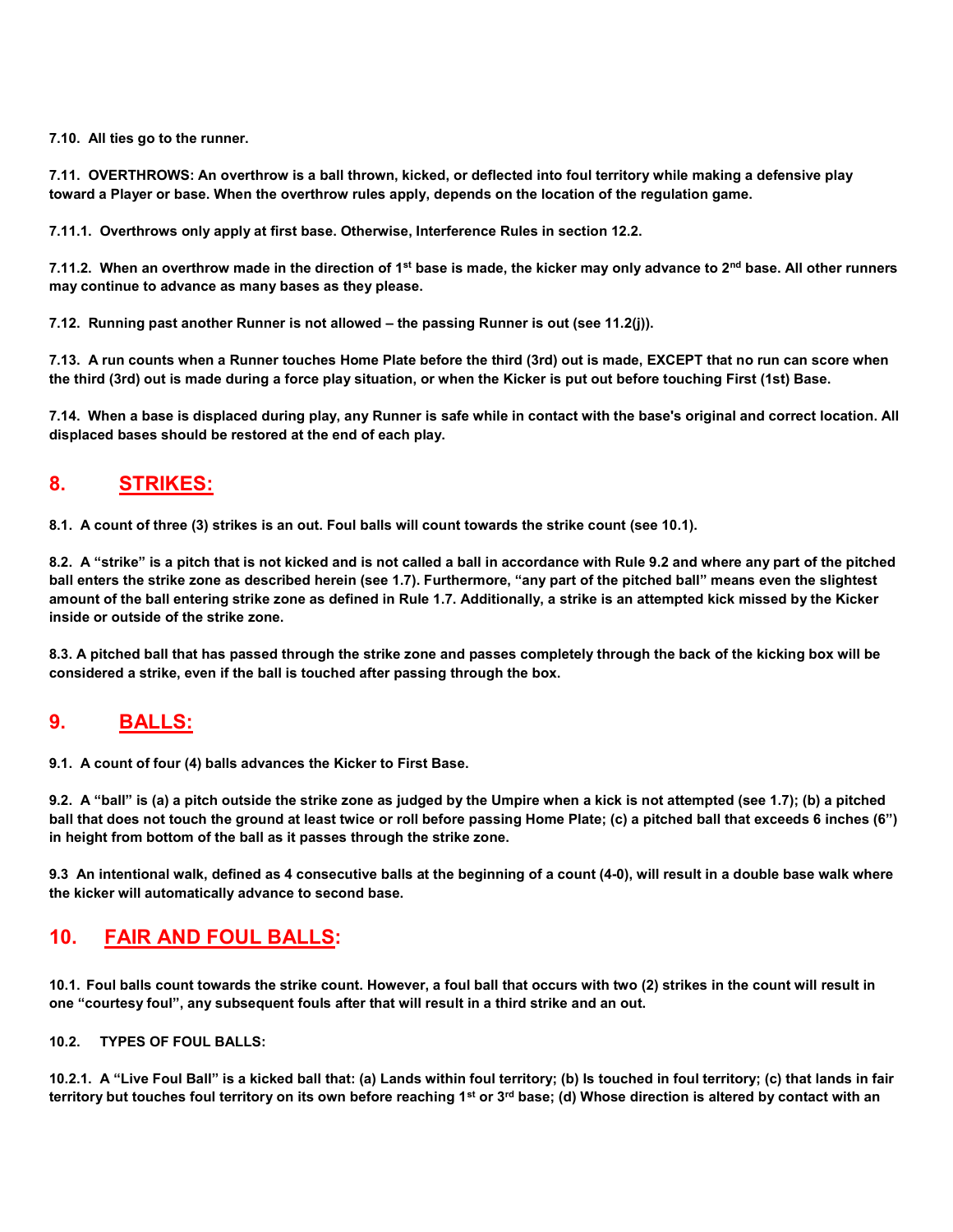**7.10. All ties go to the runner.**

**7.11. OVERTHROWS: An overthrow is a ball thrown, kicked, or deflected into foul territory while making a defensive play toward a Player or base. When the overthrow rules apply, depends on the location of the regulation game.**

**7.11.1. Overthrows only apply at first base. Otherwise, Interference Rules in section 12.2.**

**7.11.2. When an overthrow made in the direction of 1st base is made, the kicker may only advance to 2nd base. All other runners may continue to advance as many bases as they please.**

**7.12. Running past another Runner is not allowed – the passing Runner is out (see 11.2(j)).**

**7.13. A run counts when a Runner touches Home Plate before the third (3rd) out is made, EXCEPT that no run can score when the third (3rd) out is made during a force play situation, or when the Kicker is put out before touching First (1st) Base.**

**7.14. When a base is displaced during play, any Runner is safe while in contact with the base's original and correct location. All displaced bases should be restored at the end of each play.**

## 8. STRIKES:

**8.1. A count of three (3) strikes is an out. Foul balls will count towards the strike count (see 10.1).**

**8.2. A "strike" is a pitch that is not kicked and is not called a ball in accordance with Rule 9.2 and where any part of the pitched ball enters the strike zone as described herein (see 1.7). Furthermore, "any part of the pitched ball" means even the slightest amount of the ball entering strike zone as defined in Rule 1.7. Additionally, a strike is an attempted kick missed by the Kicker inside or outside of the strike zone.**

**8.3. A pitched ball that has passed through the strike zone and passes completely through the back of the kicking box will be considered a strike, even if the ball is touched after passing through the box.**

## 9. BALLS:

**9.1. A count of four (4) balls advances the Kicker to First Base.**

**9.2. A "ball" is (a) a pitch outside the strike zone as judged by the Umpire when a kick is not attempted (see 1.7); (b) a pitched ball that does not touch the ground at least twice or roll before passing Home Plate; (c) a pitched ball that exceeds 6 inches (6") in height from bottom of the ball as it passes through the strike zone.**

**9.3 An intentional walk, defined as 4 consecutive balls at the beginning of a count (4-0), will result in a double base walk where the kicker will automatically advance to second base.**

## 10. FAIR AND FOUL BALLS:

**10.1. Foul balls count towards the strike count. However, a foul ball that occurs with two (2) strikes in the count will result in one "courtesy foul", any subsequent fouls after that will result in a third strike and an out.**

**10.2. TYPES OF FOUL BALLS:**

**10.2.1. A "Live Foul Ball" is a kicked ball that: (a) Lands within foul territory; (b) Is touched in foul territory; (c) that lands in fair territory but touches foul territory on its own before reaching 1st or 3rd base; (d) Whose direction is altered by contact with an**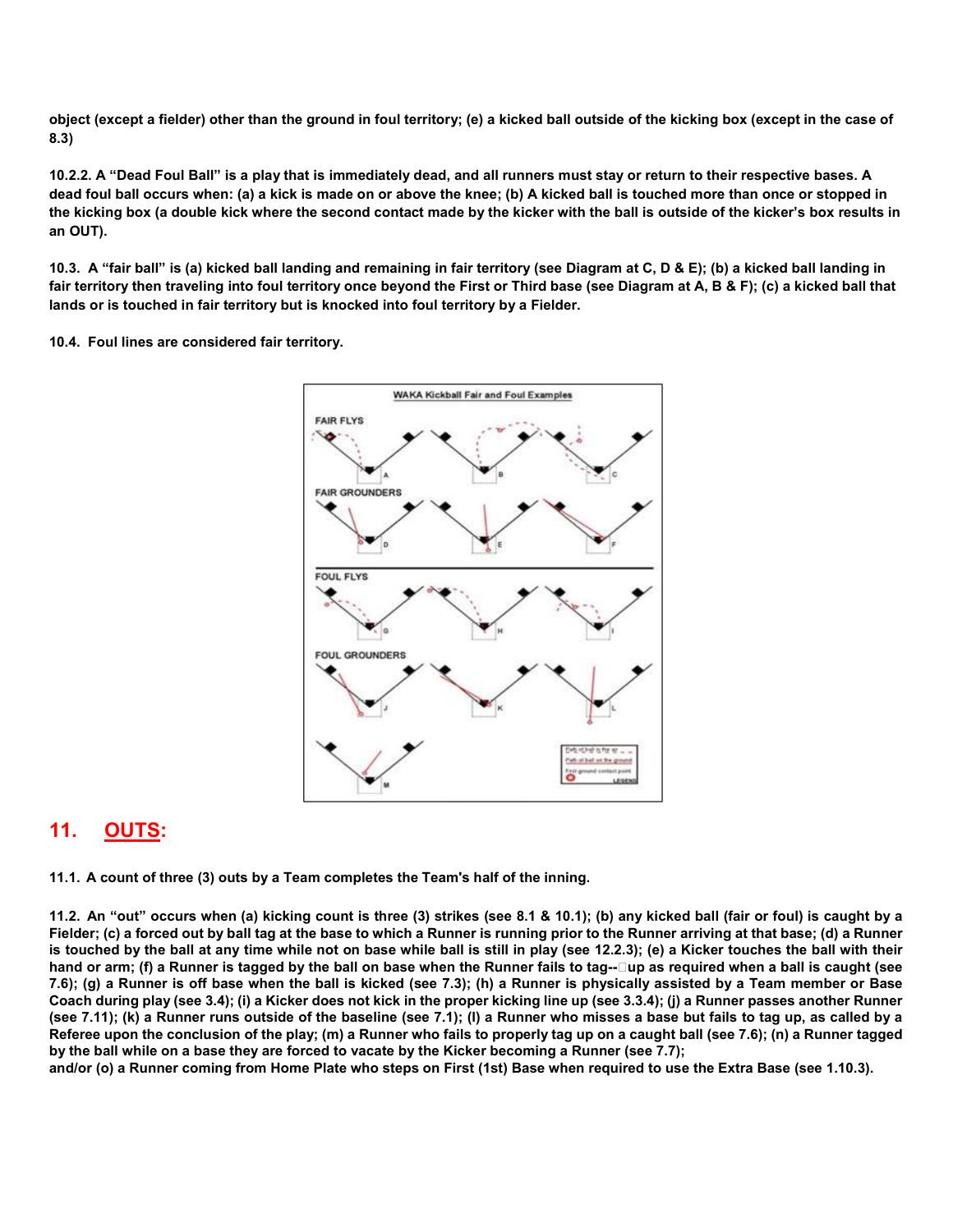**object (except a fielder) other than the ground in foul territory; (e) a kicked ball outside of the kicking box (except in the case of 8.3)**

**10.2.2. A "Dead Foul Ball" is a play that is immediately dead, and all runners must stay or return to their respective bases. A dead foul ball occurs when: (a) a kick is made on or above the knee; (b) A kicked ball is touched more than once or stopped in the kicking box (a double kick where the second contact made by the kicker with the ball is outside of the kicker's box results in an OUT).**

**10.3. A "fair ball" is (a) kicked ball landing and remaining in fair territory (see Diagram at C, D & E); (b) a kicked ball landing in fair territory then traveling into foul territory once beyond the First or Third base (see Diagram at A, B & F); (c) a kicked ball that lands or is touched in fair territory but is knocked into foul territory by a Fielder.**

**10.4. Foul lines are considered fair territory.**

## 11. OUTS:

**11.1. A count of three (3) outs by a Team completes the Team's half of the inning.**

**11.2. An "out" occurs when (a) kicking count is three (3) strikes (see 8.1 & 10.1); (b) any kicked ball (fair or foul) is caught by a Fielder; (c) a forced out by ball tag at the base to which a Runner is running prior to the Runner arriving at that base; (d) a Runner is touched by the ball at any time while not on base while ball is still in play (see 12.2.3); (e) a Kicker touches the ball with their hand or arm; (f) a Runner is tagged by the ball on base when the Runner fails to tag--up as required when a ball is caught (see 7.6); (g) a Runner is off base when the ball is kicked (see 7.3); (h) a Runner is physically assisted by a Team member or Base Coach during play (see 3.4); (i) a Kicker does not kick in the proper kicking line up (see 3.3.4); (j) a Runner passes another Runner (see 7.11); (k) a Runner runs outside of the baseline (see 7.1); (l) a Runner who misses a base but fails to tag up, as called by a Referee upon the conclusion of the play; (m) a Runner who fails to properly tag up on a caught ball (see 7.6); (n) a Runner tagged by the ball while on a base they are forced to vacate by the Kicker becoming a Runner (see 7.7); and/or (o) a Runner coming from Home Plate who steps on First (1st) Base when required to use the Extra Base (see 1.10.3).**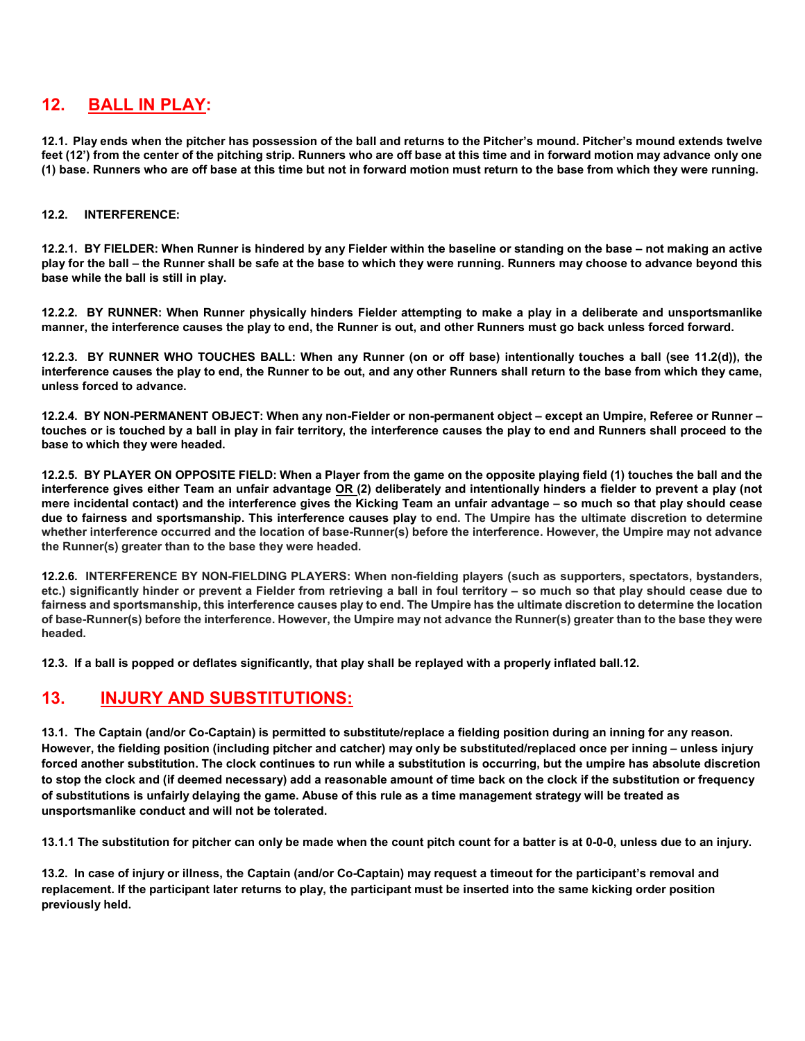## 12. <u>BALL IN PLAY</u>:

**12.1. Play ends when the pitcher has possession of the ball and returns to the Pitcher's mound. Pitcher's mound extends twelve feet (12') from the center of the pitching strip. Runners who are off base at this time and in forward motion may advance only one (1) base. Runners who are off base at this time but not in forward motion must return to the base from which they were running.**

**12.2. INTERFERENCE:**

**12.2.1. BY FIELDER: When Runner is hindered by any Fielder within the baseline or standing on the base – not making an active play for the ball – the Runner shall be safe at the base to which they were running. Runners may choose to advance beyond this base while the ball is still in play.**

**12.2.2. BY RUNNER: When Runner physically hinders Fielder attempting to make a play in a deliberate and unsportsmanlike manner, the interference causes the play to end, the Runner is out, and other Runners must go back unless forced forward.**

**12.2.3. BY RUNNER WHO TOUCHES BALL: When any Runner (on or off base) intentionally touches a ball (see 11.2(d)), the interference causes the play to end, the Runner to be out, and any other Runners shall return to the base from which they came, unless forced to advance.**

**12.2.4. BY NON-PERMANENT OBJECT: When any non-Fielder or non-permanent object – except an Umpire, Referee or Runner – touches or is touched by a ball in play in fair territory, the interference causes the play to end and Runners shall proceed to the base to which they were headed.**

**12.2.5. BY PLAYER ON OPPOSITE FIELD: When a Player from the game on the opposite playing field (1) touches the ball and the interference gives either Team an unfair advantage <u>OR</u> (2) deliberately and intentionally hinders a fielder to prevent a play (not mere incidental contact) and the interference gives the Kicking Team an unfair advantage – so much so that play should cease due to fairness and sportsmanship. This interference causes play to end. The Umpire has the ultimate discretion to determine whether interference occurred and the location of base-Runner(s) before the interference. However, the Umpire may not advance the Runner(s) greater than to the base they were headed.**

**12.2.6. INTERFERENCE BY NON-FIELDING PLAYERS: When non-fielding players (such as supporters, spectators, bystanders, etc.) significantly hinder or prevent a Fielder from retrieving a ball in foul territory – so much so that play should cease due to fairness and sportsmanship, this interference causes play to end. The Umpire has the ultimate discretion to determine the location of base-Runner(s) before the interference. However, the Umpire may not advance the Runner(s) greater than to the base they were headed.**

**12.3. If a ball is popped or deflates significantly, that play shall be replayed with a properly inflated ball.12.**

## 13. <u>INJURY AND SUBSTITUTIONS:</u>

**13.1. The Captain (and/or Co-Captain) is permitted to substitute/replace a fielding position during an inning for any reason. However, the fielding position (including pitcher and catcher) may only be substituted/replaced once per inning – unless injury forced another substitution. The clock continues to run while a substitution is occurring, but the umpire has absolute discretion to stop the clock and (if deemed necessary) add a reasonable amount of time back on the clock if the substitution or frequency of substitutions is unfairly delaying the game. Abuse of this rule as a time management strategy will be treated as unsportsmanlike conduct and will not be tolerated.**

**13.1.1 The substitution for pitcher can only be made when the count pitch count for a batter is at 0-0-0, unless due to an injury.**

**13.2. In case of injury or illness, the Captain (and/or Co-Captain) may request a timeout for the participant's removal and replacement. If the participant later returns to play, the participant must be inserted into the same kicking order position previously held.**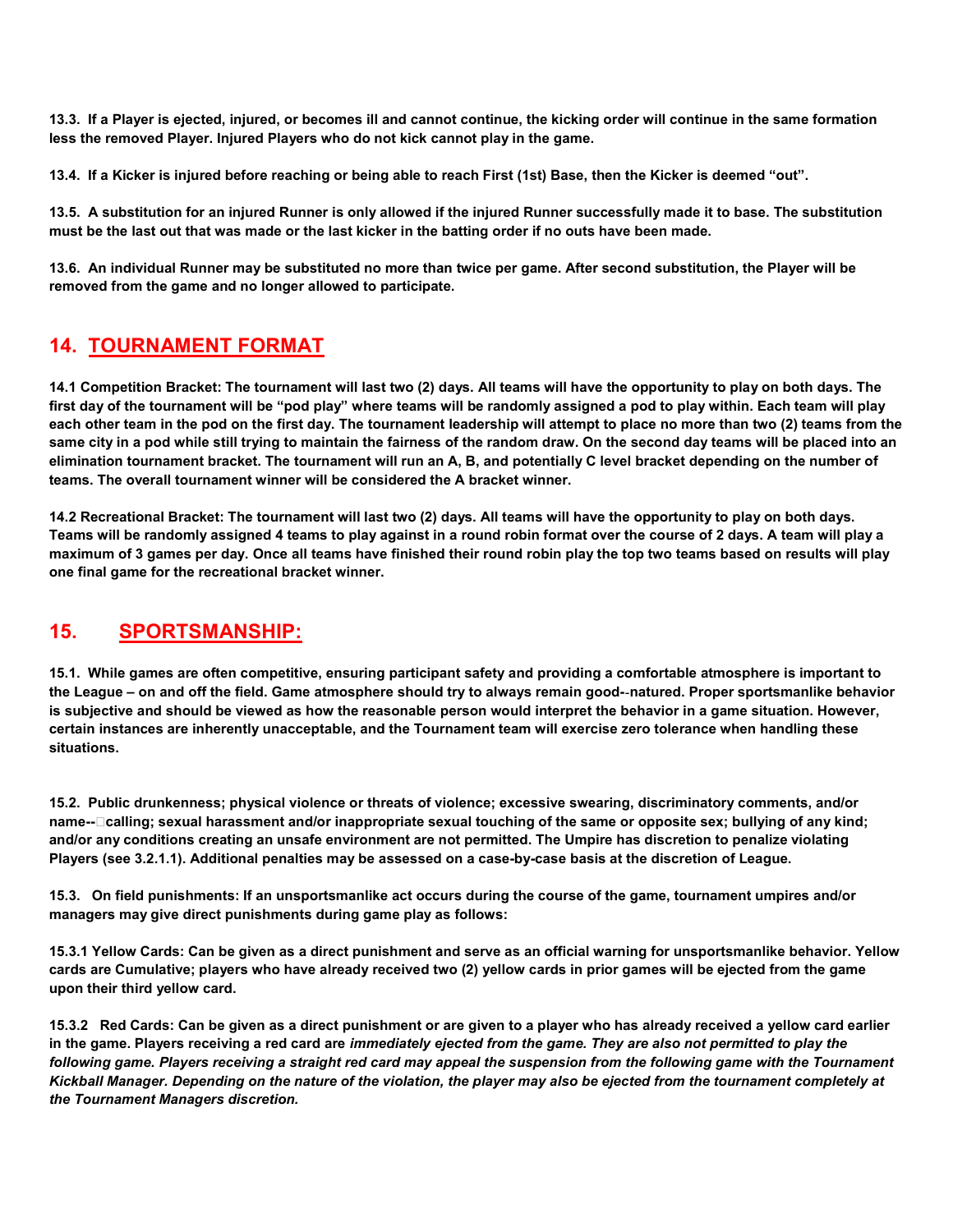**13.3. If a Player is ejected, injured, or becomes ill and cannot continue, the kicking order will continue in the same formation less the removed Player. Injured Players who do not kick cannot play in the game.**

**13.4. If a Kicker is injured before reaching or being able to reach First (1st) Base, then the Kicker is deemed "out".**

**13.5. A substitution for an injured Runner is only allowed if the injured Runner successfully made it to base. The substitution must be the last out that was made or the last kicker in the batting order if no outs have been made.**

**13.6. An individual Runner may be substituted no more than twice per game. After second substitution, the Player will be removed from the game and no longer allowed to participate.**

## 14. TOURNAMENT FORMAT

**14.1 Competition Bracket: The tournament will last two (2) days. All teams will have the opportunity to play on both days. The first day of the tournament will be "pod play" where teams will be randomly assigned a pod to play within. Each team will play each other team in the pod on the first day. The tournament leadership will attempt to place no more than two (2) teams from the same city in a pod while still trying to maintain the fairness of the random draw. On the second day teams will be placed into an elimination tournament bracket. The tournament will run an A, B, and potentially C level bracket depending on the number of teams. The overall tournament winner will be considered the A bracket winner.**

**14.2 Recreational Bracket: The tournament will last two (2) days. All teams will have the opportunity to play on both days. Teams will be randomly assigned 4 teams to play against in a round robin format over the course of 2 days. A team will play a maximum of 3 games per day. Once all teams have finished their round robin play the top two teams based on results will play one final game for the recreational bracket winner.**

## 15. SPORTSMANSHIP:

**15.1. While games are often competitive, ensuring participant safety and providing a comfortable atmosphere is important to the League – on and off the field. Game atmosphere should try to always remain good-natured. Proper sportsmanlike behavior is subjective and should be viewed as how the reasonable person would interpret the behavior in a game situation. However, certain instances are inherently unacceptable, and the Tournament team will exercise zero tolerance when handling these situations.**

**15.2. Public drunkenness; physical violence or threats of violence; excessive swearing, discriminatory comments, and/or name-calling; sexual harassment and/or inappropriate sexual touching of the same or opposite sex; bullying of any kind; and/or any conditions creating an unsafe environment are not permitted. The Umpire has discretion to penalize violating Players (see 3.2.1.1). Additional penalties may be assessed on a case-by-case basis at the discretion of League.**

**15.3. On field punishments: If an unsportsmanlike act occurs during the course of the game, tournament umpires and/or managers may give direct punishments during game play as follows:**

**15.3.1 Yellow Cards: Can be given as a direct punishment and serve as an official warning for unsportsmanlike behavior. Yellow cards are Cumulative; players who have already received two (2) yellow cards in prior games will be ejected from the game upon their third yellow card.**

**15.3.2 Red Cards: Can be given as a direct punishment or are given to a player who has already received a yellow card earlier in the game. Players receiving a red card are *immediately ejected from the game. They are also not permitted to play the following game. Players receiving a straight red card may appeal the suspension from the following game with the Tournament Kickball Manager. Depending on the nature of the violation, the player may also be ejected from the tournament completely at the Tournament Managers discretion.***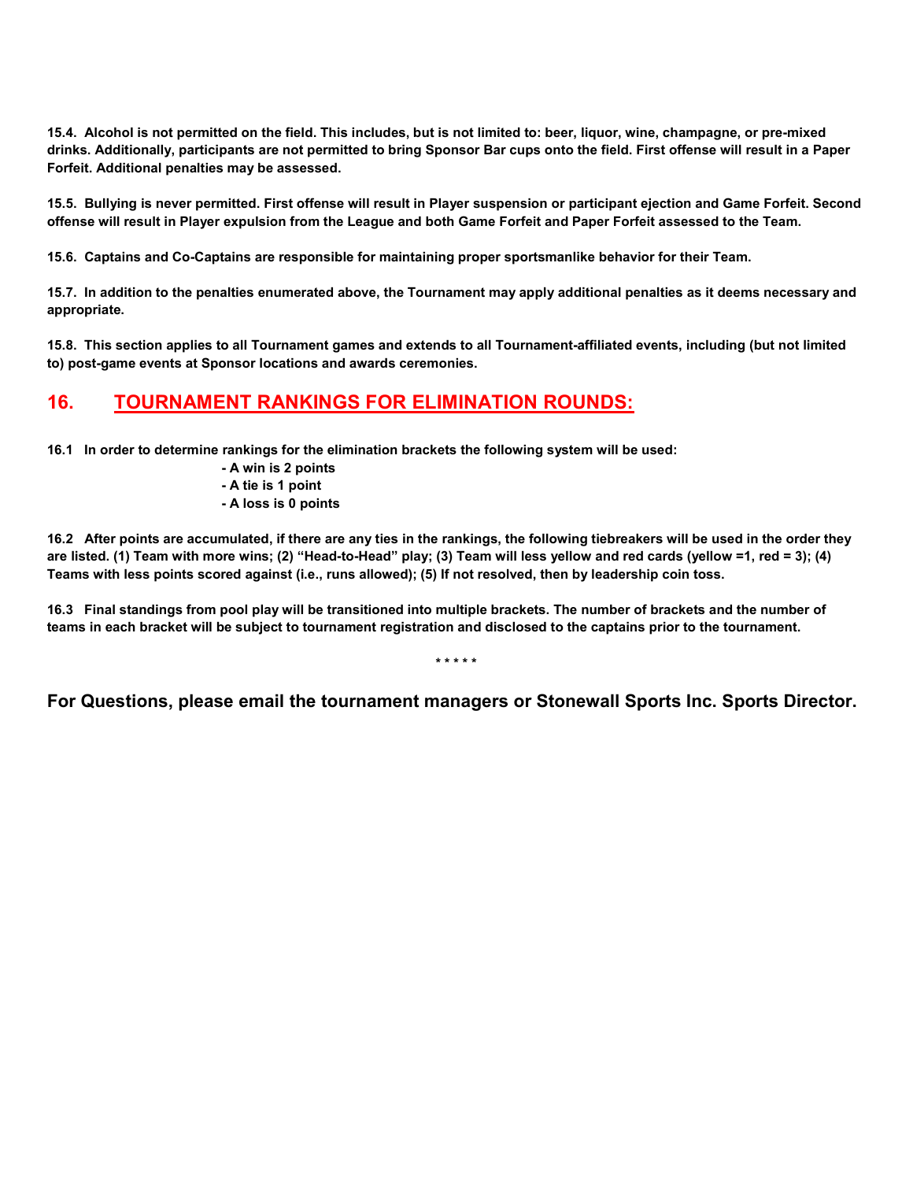**15.4. Alcohol is not permitted on the field. This includes, but is not limited to: beer, liquor, wine, champagne, or pre-mixed drinks. Additionally, participants are not permitted to bring Sponsor Bar cups onto the field. First offense will result in a Paper Forfeit. Additional penalties may be assessed.**

**15.5. Bullying is never permitted. First offense will result in Player suspension or participant ejection and Game Forfeit. Second offense will result in Player expulsion from the League and both Game Forfeit and Paper Forfeit assessed to the Team.**

**15.6. Captains and Co-Captains are responsible for maintaining proper sportsmanlike behavior for their Team.**

**15.7. In addition to the penalties enumerated above, the Tournament may apply additional penalties as it deems necessary and appropriate.**

**15.8. This section applies to all Tournament games and extends to all Tournament-affiliated events, including (but not limited to) post-game events at Sponsor locations and awards ceremonies.**

## 16. TOURNAMENT RANKINGS FOR ELIMINATION ROUNDS:

**16.1 In order to determine rankings for the elimination brackets the following system will be used:**

- **A win is 2 points**
- **A tie is 1 point**
- **A loss is 0 points**

**16.2 After points are accumulated, if there are any ties in the rankings, the following tiebreakers will be used in the order they are listed. (1) Team with more wins; (2) "Head-to-Head" play; (3) Team will less yellow and red cards (yellow =1, red = 3); (4) Teams with less points scored against (i.e., runs allowed); (5) If not resolved, then by leadership coin toss.**

**16.3 Final standings from pool play will be transitioned into multiple brackets. The number of brackets and the number of teams in each bracket will be subject to tournament registration and disclosed to the captains prior to the tournament.**

\* \* \* \* \*

**For Questions, please email the tournament managers or Stonewall Sports Inc. Sports Director.**